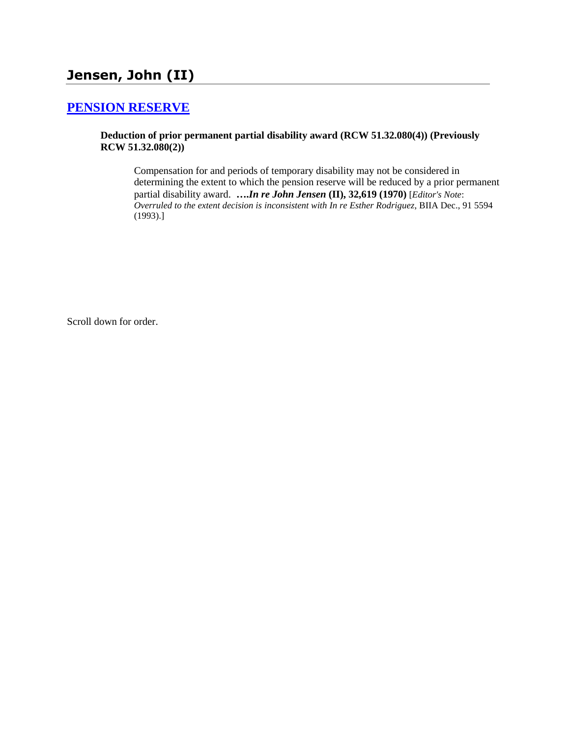# Jensen, John (II)

## [PENSION RESERVE]

**Deduction of prior permanent partial disability award (RCW 51.32.080(4)) (Previously RCW 51.32.080(2))**

> Compensation for and periods of temporary disability may not be considered in determining the extent to which the pension reserve will be reduced by a prior permanent partial disability award. ***….In re John Jensen* (II), 32,619 (1970)** [*Editor's Note*: *Overruled to the extent decision is inconsistent with In re Esther Rodriguez,* BIIA Dec., 91 5594 (1993).]

Scroll down for order.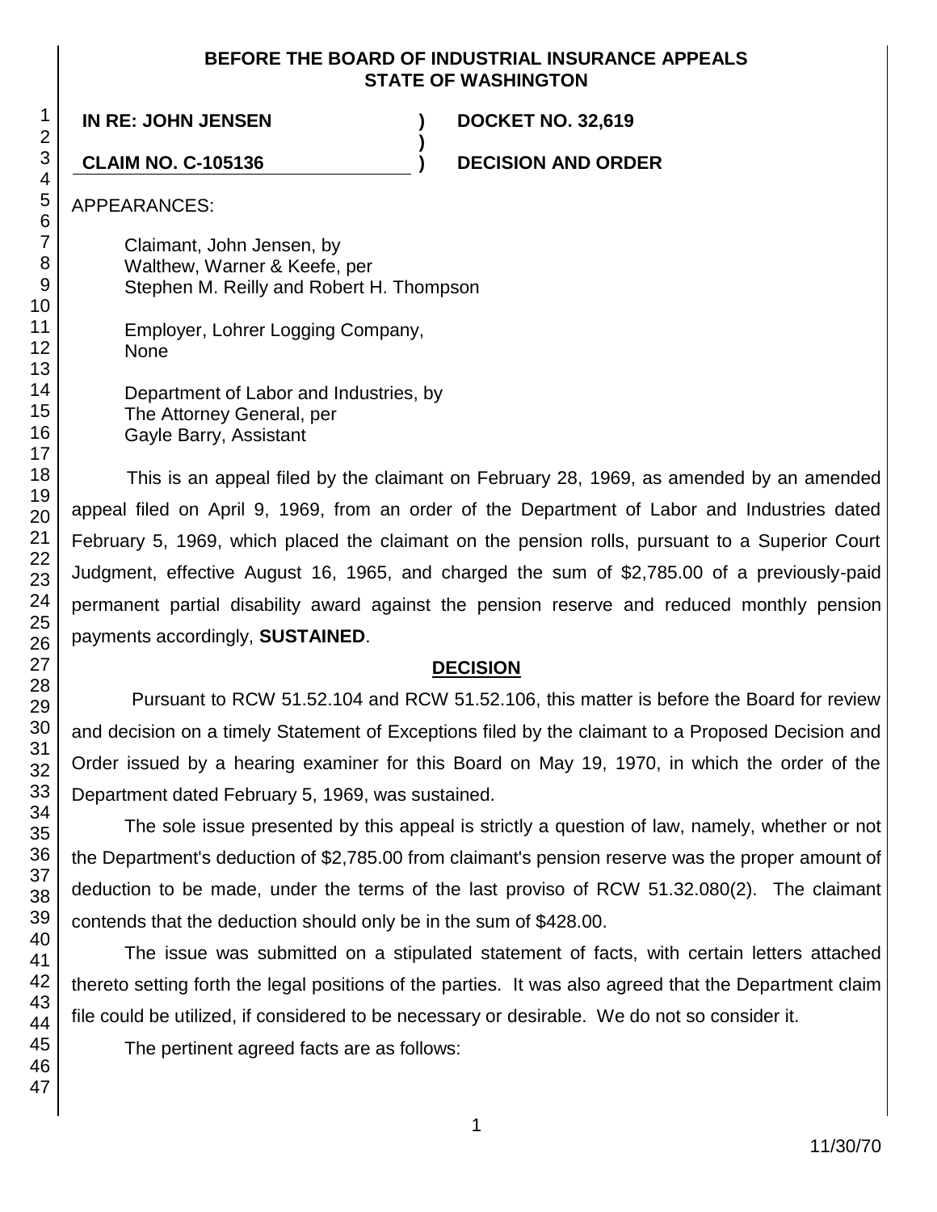**BEFORE THE BOARD OF INDUSTRIAL INSURANCE APPEALS**
**STATE OF WASHINGTON**

**IN RE: JOHN JENSEN** ) **DOCKET NO. 32,619**
)
**CLAIM NO. C-105136** ) **DECISION AND ORDER**

APPEARANCES:

Claimant, John Jensen, by
Walthew, Warner & Keefe, per
Stephen M. Reilly and Robert H. Thompson

Employer, Lohrer Logging Company,
None

Department of Labor and Industries, by
The Attorney General, per
Gayle Barry, Assistant

This is an appeal filed by the claimant on February 28, 1969, as amended by an amended appeal filed on April 9, 1969, from an order of the Department of Labor and Industries dated February 5, 1969, which placed the claimant on the pension rolls, pursuant to a Superior Court Judgment, effective August 16, 1965, and charged the sum of $2,785.00 of a previously-paid permanent partial disability award against the pension reserve and reduced monthly pension payments accordingly, **SUSTAINED**.

## DECISION

Pursuant to RCW 51.52.104 and RCW 51.52.106, this matter is before the Board for review and decision on a timely Statement of Exceptions filed by the claimant to a Proposed Decision and Order issued by a hearing examiner for this Board on May 19, 1970, in which the order of the Department dated February 5, 1969, was sustained.

The sole issue presented by this appeal is strictly a question of law, namely, whether or not the Department's deduction of $2,785.00 from claimant's pension reserve was the proper amount of deduction to be made, under the terms of the last proviso of RCW 51.32.080(2). The claimant contends that the deduction should only be in the sum of $428.00.

The issue was submitted on a stipulated statement of facts, with certain letters attached thereto setting forth the legal positions of the parties. It was also agreed that the Department claim file could be utilized, if considered to be necessary or desirable. We do not so consider it.

The pertinent agreed facts are as follows: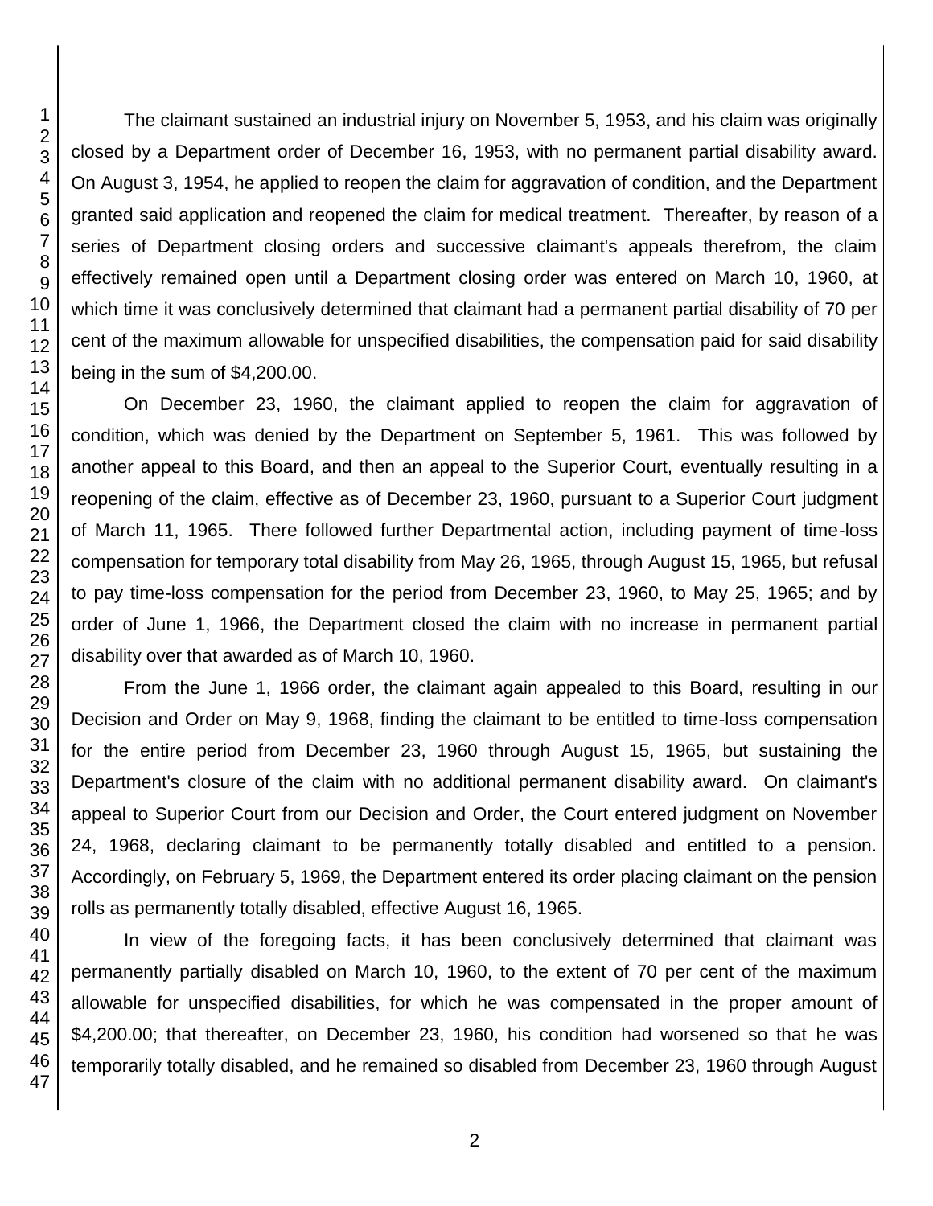The claimant sustained an industrial injury on November 5, 1953, and his claim was originally closed by a Department order of December 16, 1953, with no permanent partial disability award. On August 3, 1954, he applied to reopen the claim for aggravation of condition, and the Department granted said application and reopened the claim for medical treatment. Thereafter, by reason of a series of Department closing orders and successive claimant's appeals therefrom, the claim effectively remained open until a Department closing order was entered on March 10, 1960, at which time it was conclusively determined that claimant had a permanent partial disability of 70 per cent of the maximum allowable for unspecified disabilities, the compensation paid for said disability being in the sum of $4,200.00.

On December 23, 1960, the claimant applied to reopen the claim for aggravation of condition, which was denied by the Department on September 5, 1961. This was followed by another appeal to this Board, and then an appeal to the Superior Court, eventually resulting in a reopening of the claim, effective as of December 23, 1960, pursuant to a Superior Court judgment of March 11, 1965. There followed further Departmental action, including payment of time-loss compensation for temporary total disability from May 26, 1965, through August 15, 1965, but refusal to pay time-loss compensation for the period from December 23, 1960, to May 25, 1965; and by order of June 1, 1966, the Department closed the claim with no increase in permanent partial disability over that awarded as of March 10, 1960.

From the June 1, 1966 order, the claimant again appealed to this Board, resulting in our Decision and Order on May 9, 1968, finding the claimant to be entitled to time-loss compensation for the entire period from December 23, 1960 through August 15, 1965, but sustaining the Department's closure of the claim with no additional permanent disability award. On claimant's appeal to Superior Court from our Decision and Order, the Court entered judgment on November 24, 1968, declaring claimant to be permanently totally disabled and entitled to a pension. Accordingly, on February 5, 1969, the Department entered its order placing claimant on the pension rolls as permanently totally disabled, effective August 16, 1965.

In view of the foregoing facts, it has been conclusively determined that claimant was permanently partially disabled on March 10, 1960, to the extent of 70 per cent of the maximum allowable for unspecified disabilities, for which he was compensated in the proper amount of $4,200.00; that thereafter, on December 23, 1960, his condition had worsened so that he was temporarily totally disabled, and he remained so disabled from December 23, 1960 through August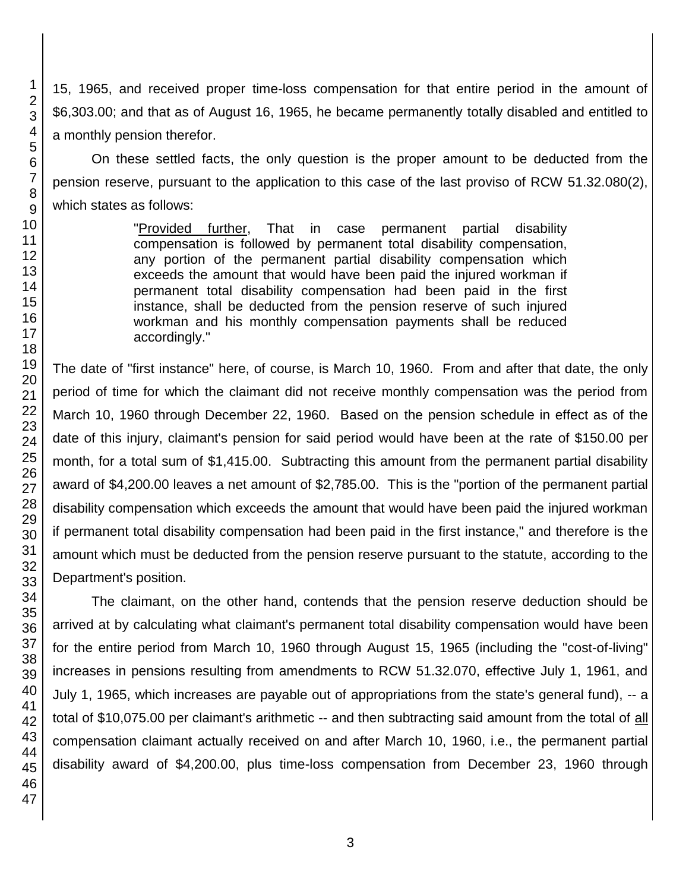15, 1965, and received proper time-loss compensation for that entire period in the amount of $6,303.00; and that as of August 16, 1965, he became permanently totally disabled and entitled to a monthly pension therefor.

On these settled facts, the only question is the proper amount to be deducted from the pension reserve, pursuant to the application to this case of the last proviso of RCW 51.32.080(2), which states as follows:

> "Provided further, That in case permanent partial disability compensation is followed by permanent total disability compensation, any portion of the permanent partial disability compensation which exceeds the amount that would have been paid the injured workman if permanent total disability compensation had been paid in the first instance, shall be deducted from the pension reserve of such injured workman and his monthly compensation payments shall be reduced accordingly."

The date of "first instance" here, of course, is March 10, 1960. From and after that date, the only period of time for which the claimant did not receive monthly compensation was the period from March 10, 1960 through December 22, 1960. Based on the pension schedule in effect as of the date of this injury, claimant's pension for said period would have been at the rate of $150.00 per month, for a total sum of $1,415.00. Subtracting this amount from the permanent partial disability award of $4,200.00 leaves a net amount of $2,785.00. This is the "portion of the permanent partial disability compensation which exceeds the amount that would have been paid the injured workman if permanent total disability compensation had been paid in the first instance," and therefore is the amount which must be deducted from the pension reserve pursuant to the statute, according to the Department's position.

The claimant, on the other hand, contends that the pension reserve deduction should be arrived at by calculating what claimant's permanent total disability compensation would have been for the entire period from March 10, 1960 through August 15, 1965 (including the "cost-of-living" increases in pensions resulting from amendments to RCW 51.32.070, effective July 1, 1961, and July 1, 1965, which increases are payable out of appropriations from the state's general fund), -- a total of $10,075.00 per claimant's arithmetic -- and then subtracting said amount from the total of all compensation claimant actually received on and after March 10, 1960, i.e., the permanent partial disability award of $4,200.00, plus time-loss compensation from December 23, 1960 through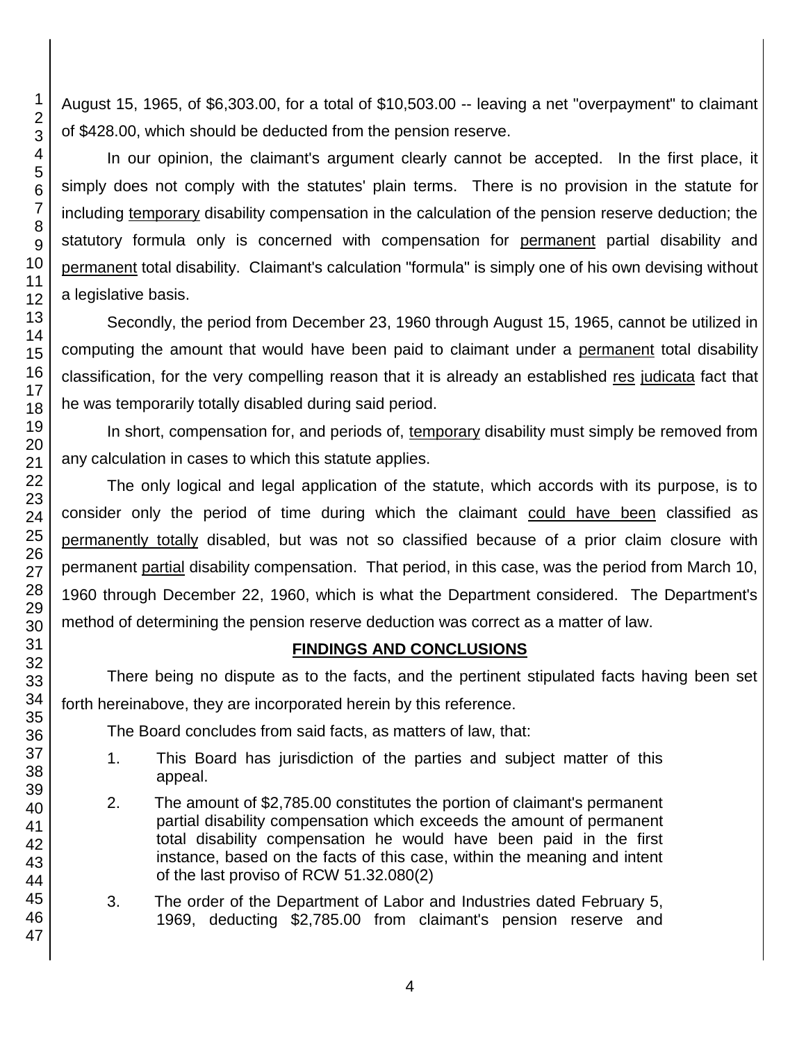August 15, 1965, of $6,303.00, for a total of $10,503.00 -- leaving a net "overpayment" to claimant of $428.00, which should be deducted from the pension reserve.

In our opinion, the claimant's argument clearly cannot be accepted. In the first place, it simply does not comply with the statutes' plain terms. There is no provision in the statute for including temporary disability compensation in the calculation of the pension reserve deduction; the statutory formula only is concerned with compensation for permanent partial disability and permanent total disability. Claimant's calculation "formula" is simply one of his own devising without a legislative basis.

Secondly, the period from December 23, 1960 through August 15, 1965, cannot be utilized in computing the amount that would have been paid to claimant under a permanent total disability classification, for the very compelling reason that it is already an established res judicata fact that he was temporarily totally disabled during said period.

In short, compensation for, and periods of, temporary disability must simply be removed from any calculation in cases to which this statute applies.

The only logical and legal application of the statute, which accords with its purpose, is to consider only the period of time during which the claimant could have been classified as permanently totally disabled, but was not so classified because of a prior claim closure with permanent partial disability compensation. That period, in this case, was the period from March 10, 1960 through December 22, 1960, which is what the Department considered. The Department's method of determining the pension reserve deduction was correct as a matter of law.

## FINDINGS AND CONCLUSIONS

There being no dispute as to the facts, and the pertinent stipulated facts having been set forth hereinabove, they are incorporated herein by this reference.

The Board concludes from said facts, as matters of law, that:

1. This Board has jurisdiction of the parties and subject matter of this appeal.

2. The amount of $2,785.00 constitutes the portion of claimant's permanent partial disability compensation which exceeds the amount of permanent total disability compensation he would have been paid in the first instance, based on the facts of this case, within the meaning and intent of the last proviso of RCW 51.32.080(2)

3. The order of the Department of Labor and Industries dated February 5, 1969, deducting $2,785.00 from claimant's pension reserve and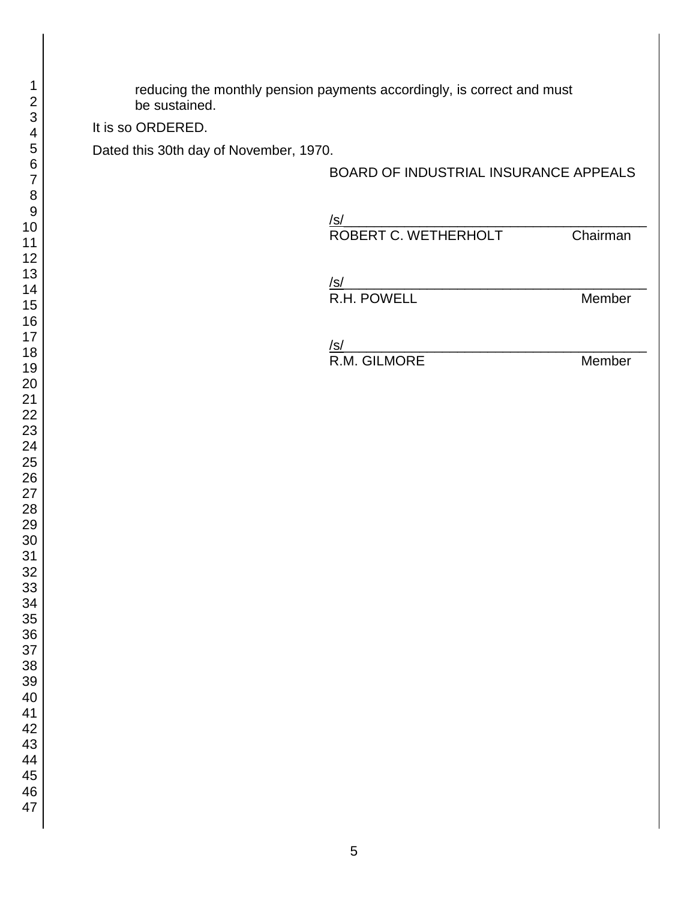reducing the monthly pension payments accordingly, is correct and must be sustained.

It is so ORDERED.

Dated this 30th day of November, 1970.

BOARD OF INDUSTRIAL INSURANCE APPEALS

/s/
ROBERT C. WETHERHOLT Chairman

/s/
R.H. POWELL Member

/s/
R.M. GILMORE Member